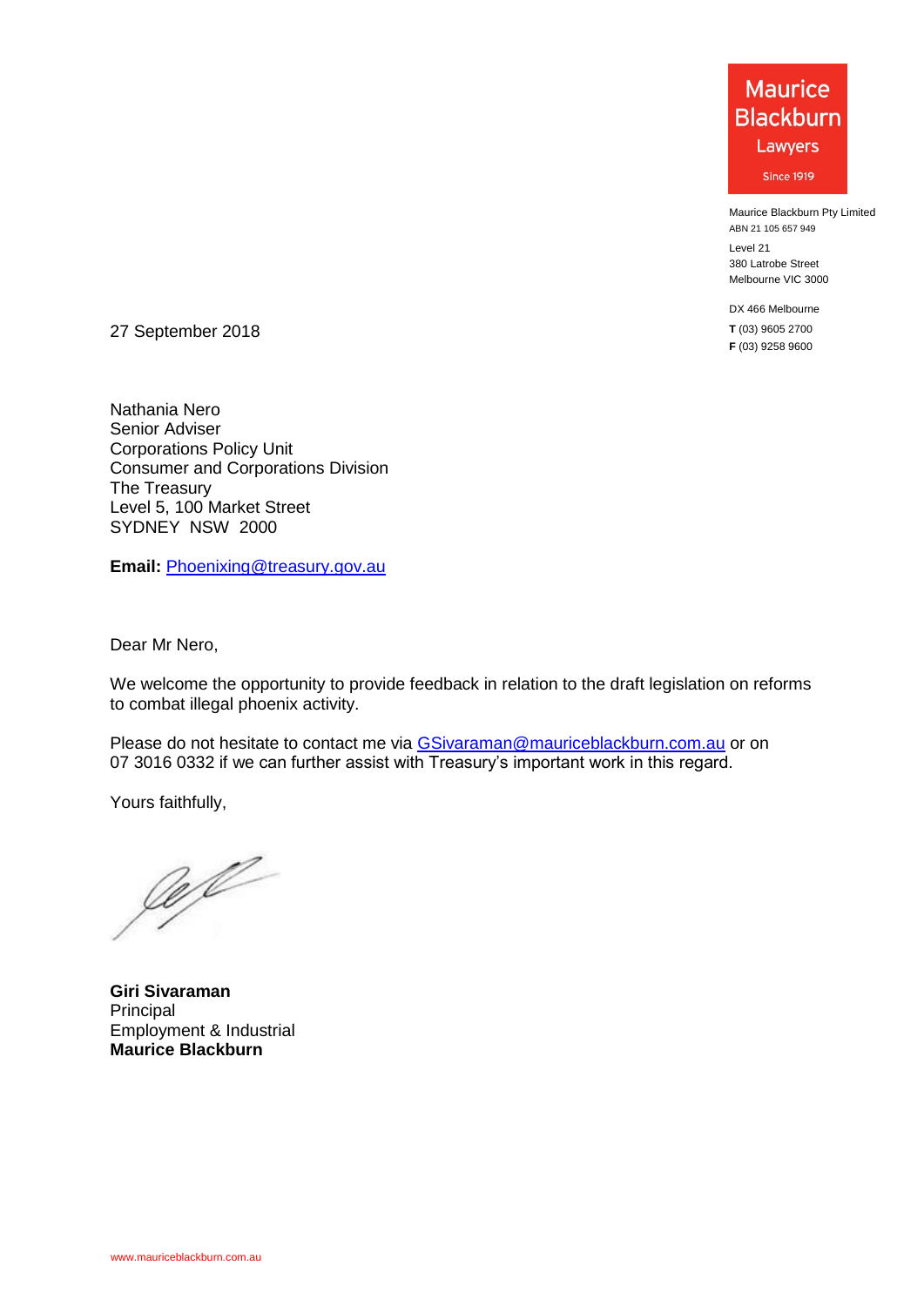**Maurice Blackburn Lawyers**
Since 1919

Maurice Blackburn Pty Limited
ABN 21 105 657 949

Level 21
380 Latrobe Street
Melbourne VIC 3000

DX 466 Melbourne
**T** (03) 9605 2700
**F** (03) 9258 9600

27 September 2018

Nathania Nero
Senior Adviser
Corporations Policy Unit
Consumer and Corporations Division
The Treasury
Level 5, 100 Market Street
SYDNEY NSW 2000

**Email:** Phoenixing@treasury.gov.au

Dear Mr Nero,

We welcome the opportunity to provide feedback in relation to the draft legislation on reforms to combat illegal phoenix activity.

Please do not hesitate to contact me via GSivaraman@mauriceblackburn.com.au or on 07 3016 0332 if we can further assist with Treasury's important work in this regard.

Yours faithfully,

**Giri Sivaraman**
Principal
Employment & Industrial
**Maurice Blackburn**

www.mauriceblackburn.com.au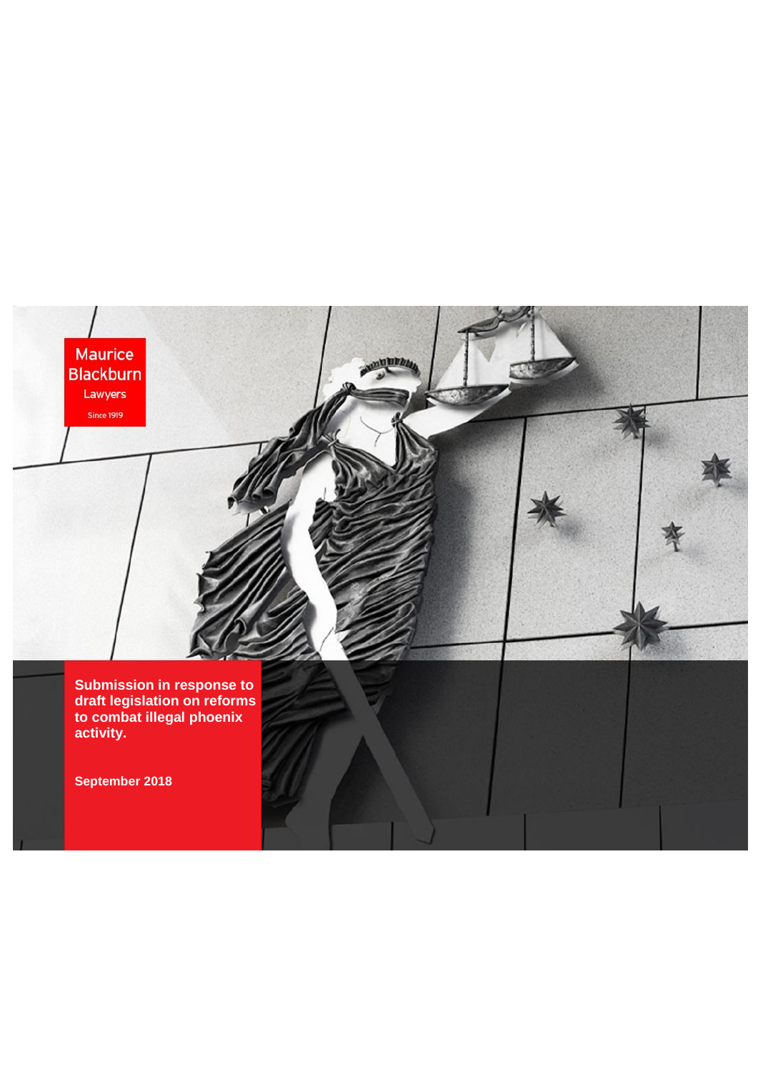Maurice Blackburn Lawyers

Since 1919

# Submission in response to draft legislation on reforms to combat illegal phoenix activity.

**September 2018**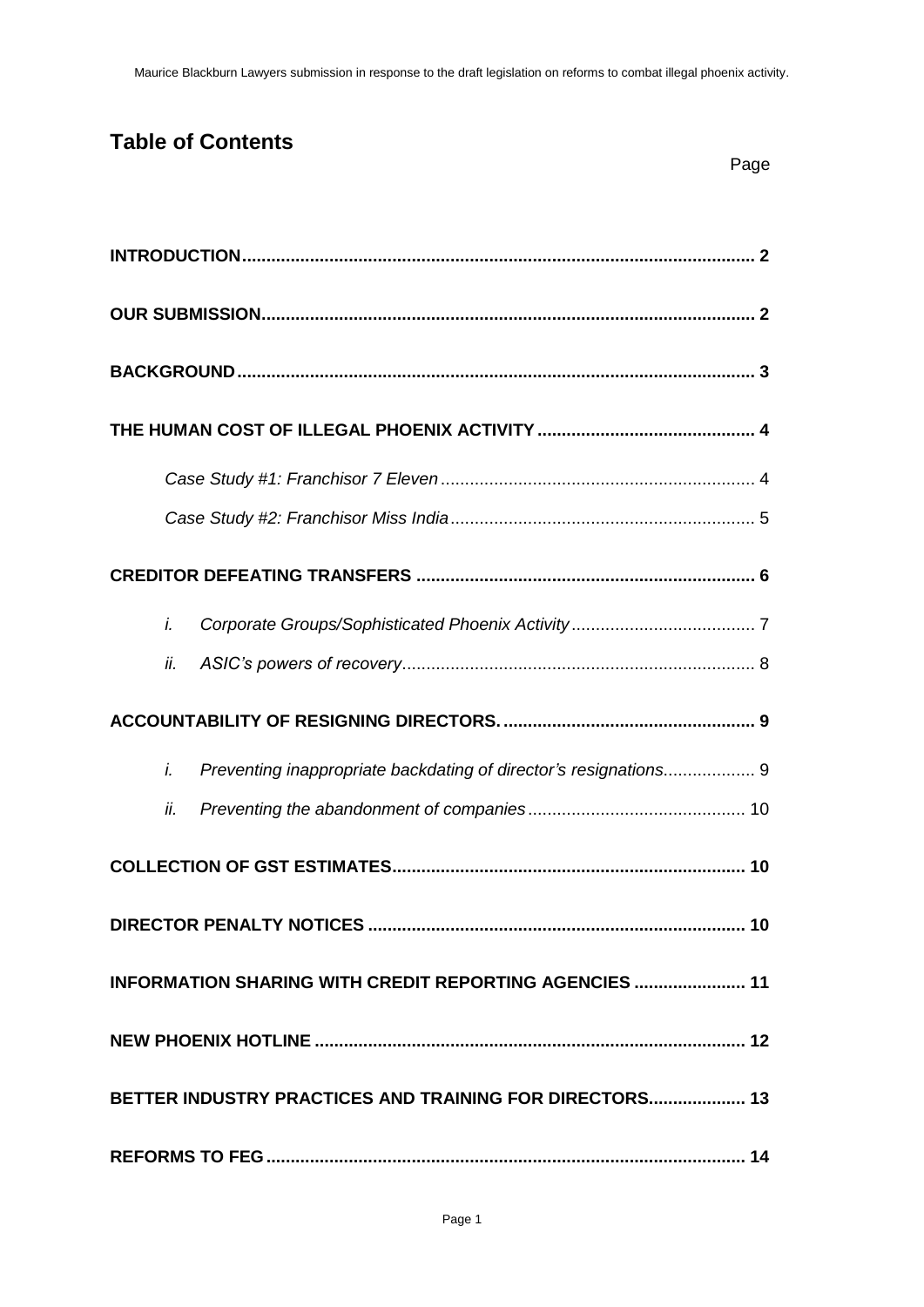# Table of Contents

Page

| | |
|---|---|
| **INTRODUCTION** | **2** |
| **OUR SUBMISSION** | **2** |
| **BACKGROUND** | **3** |
| **THE HUMAN COST OF ILLEGAL PHOENIX ACTIVITY** | **4** |
| *Case Study #1: Franchisor 7 Eleven* | 4 |
| *Case Study #2: Franchisor Miss India* | 5 |
| **CREDITOR DEFEATING TRANSFERS** | **6** |
| *i. Corporate Groups/Sophisticated Phoenix Activity* | 7 |
| *ii. ASIC's powers of recovery* | 8 |
| **ACCOUNTABILITY OF RESIGNING DIRECTORS.** | **9** |
| *i. Preventing inappropriate backdating of director's resignations* | 9 |
| *ii. Preventing the abandonment of companies* | 10 |
| **COLLECTION OF GST ESTIMATES** | **10** |
| **DIRECTOR PENALTY NOTICES** | **10** |
| **INFORMATION SHARING WITH CREDIT REPORTING AGENCIES** | **11** |
| **NEW PHOENIX HOTLINE** | **12** |
| **BETTER INDUSTRY PRACTICES AND TRAINING FOR DIRECTORS** | **13** |
| **REFORMS TO FEG** | **14** |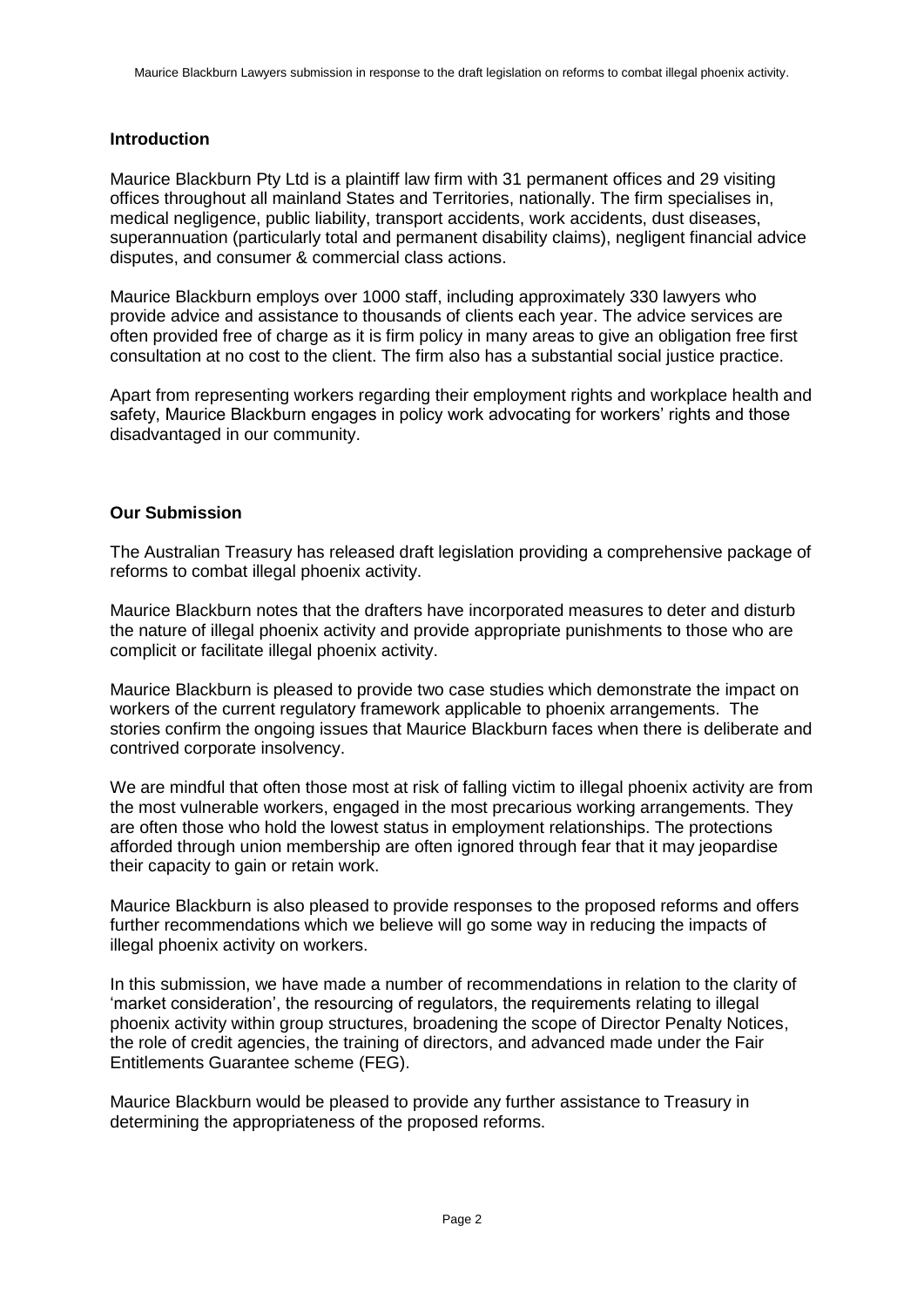## Introduction

Maurice Blackburn Pty Ltd is a plaintiff law firm with 31 permanent offices and 29 visiting offices throughout all mainland States and Territories, nationally. The firm specialises in, medical negligence, public liability, transport accidents, work accidents, dust diseases, superannuation (particularly total and permanent disability claims), negligent financial advice disputes, and consumer & commercial class actions.

Maurice Blackburn employs over 1000 staff, including approximately 330 lawyers who provide advice and assistance to thousands of clients each year. The advice services are often provided free of charge as it is firm policy in many areas to give an obligation free first consultation at no cost to the client. The firm also has a substantial social justice practice.

Apart from representing workers regarding their employment rights and workplace health and safety, Maurice Blackburn engages in policy work advocating for workers' rights and those disadvantaged in our community.

## Our Submission

The Australian Treasury has released draft legislation providing a comprehensive package of reforms to combat illegal phoenix activity.

Maurice Blackburn notes that the drafters have incorporated measures to deter and disturb the nature of illegal phoenix activity and provide appropriate punishments to those who are complicit or facilitate illegal phoenix activity.

Maurice Blackburn is pleased to provide two case studies which demonstrate the impact on workers of the current regulatory framework applicable to phoenix arrangements. The stories confirm the ongoing issues that Maurice Blackburn faces when there is deliberate and contrived corporate insolvency.

We are mindful that often those most at risk of falling victim to illegal phoenix activity are from the most vulnerable workers, engaged in the most precarious working arrangements. They are often those who hold the lowest status in employment relationships. The protections afforded through union membership are often ignored through fear that it may jeopardise their capacity to gain or retain work.

Maurice Blackburn is also pleased to provide responses to the proposed reforms and offers further recommendations which we believe will go some way in reducing the impacts of illegal phoenix activity on workers.

In this submission, we have made a number of recommendations in relation to the clarity of 'market consideration', the resourcing of regulators, the requirements relating to illegal phoenix activity within group structures, broadening the scope of Director Penalty Notices, the role of credit agencies, the training of directors, and advanced made under the Fair Entitlements Guarantee scheme (FEG).

Maurice Blackburn would be pleased to provide any further assistance to Treasury in determining the appropriateness of the proposed reforms.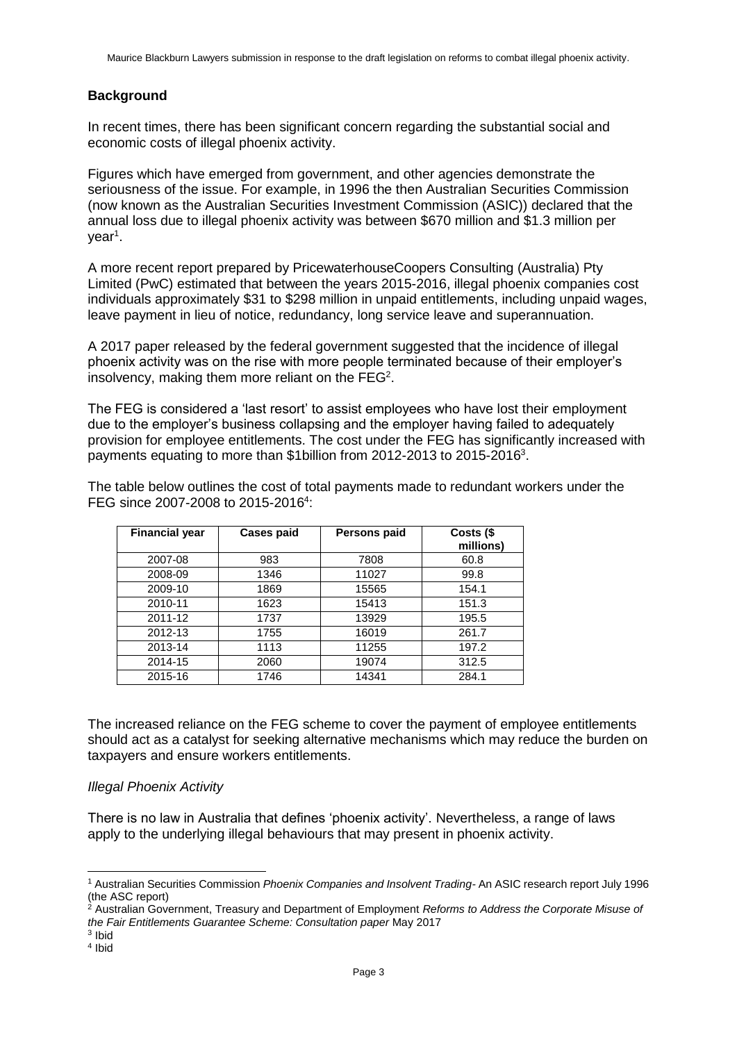## Background

In recent times, there has been significant concern regarding the substantial social and economic costs of illegal phoenix activity.

Figures which have emerged from government, and other agencies demonstrate the seriousness of the issue. For example, in 1996 the then Australian Securities Commission (now known as the Australian Securities Investment Commission (ASIC)) declared that the annual loss due to illegal phoenix activity was between $670 million and $1.3 million per year[1].

A more recent report prepared by PricewaterhouseCoopers Consulting (Australia) Pty Limited (PwC) estimated that between the years 2015-2016, illegal phoenix companies cost individuals approximately $31 to $298 million in unpaid entitlements, including unpaid wages, leave payment in lieu of notice, redundancy, long service leave and superannuation.

A 2017 paper released by the federal government suggested that the incidence of illegal phoenix activity was on the rise with more people terminated because of their employer's insolvency, making them more reliant on the FEG[2].

The FEG is considered a 'last resort' to assist employees who have lost their employment due to the employer's business collapsing and the employer having failed to adequately provision for employee entitlements. The cost under the FEG has significantly increased with payments equating to more than $1billion from 2012-2013 to 2015-2016[3].

The table below outlines the cost of total payments made to redundant workers under the FEG since 2007-2008 to 2015-2016[4]:

| Financial year | Cases paid | Persons paid | Costs ($ millions) |
|---|---|---|---|
| 2007-08 | 983 | 7808 | 60.8 |
| 2008-09 | 1346 | 11027 | 99.8 |
| 2009-10 | 1869 | 15565 | 154.1 |
| 2010-11 | 1623 | 15413 | 151.3 |
| 2011-12 | 1737 | 13929 | 195.5 |
| 2012-13 | 1755 | 16019 | 261.7 |
| 2013-14 | 1113 | 11255 | 197.2 |
| 2014-15 | 2060 | 19074 | 312.5 |
| 2015-16 | 1746 | 14341 | 284.1 |

The increased reliance on the FEG scheme to cover the payment of employee entitlements should act as a catalyst for seeking alternative mechanisms which may reduce the burden on taxpayers and ensure workers entitlements.

### *Illegal Phoenix Activity*

There is no law in Australia that defines 'phoenix activity'. Nevertheless, a range of laws apply to the underlying illegal behaviours that may present in phoenix activity.

---

[1] Australian Securities Commission *Phoenix Companies and Insolvent Trading*- An ASIC research report July 1996 (the ASC report)

[2] Australian Government, Treasury and Department of Employment *Reforms to Address the Corporate Misuse of the Fair Entitlements Guarantee Scheme: Consultation paper* May 2017

[3] Ibid

[4] Ibid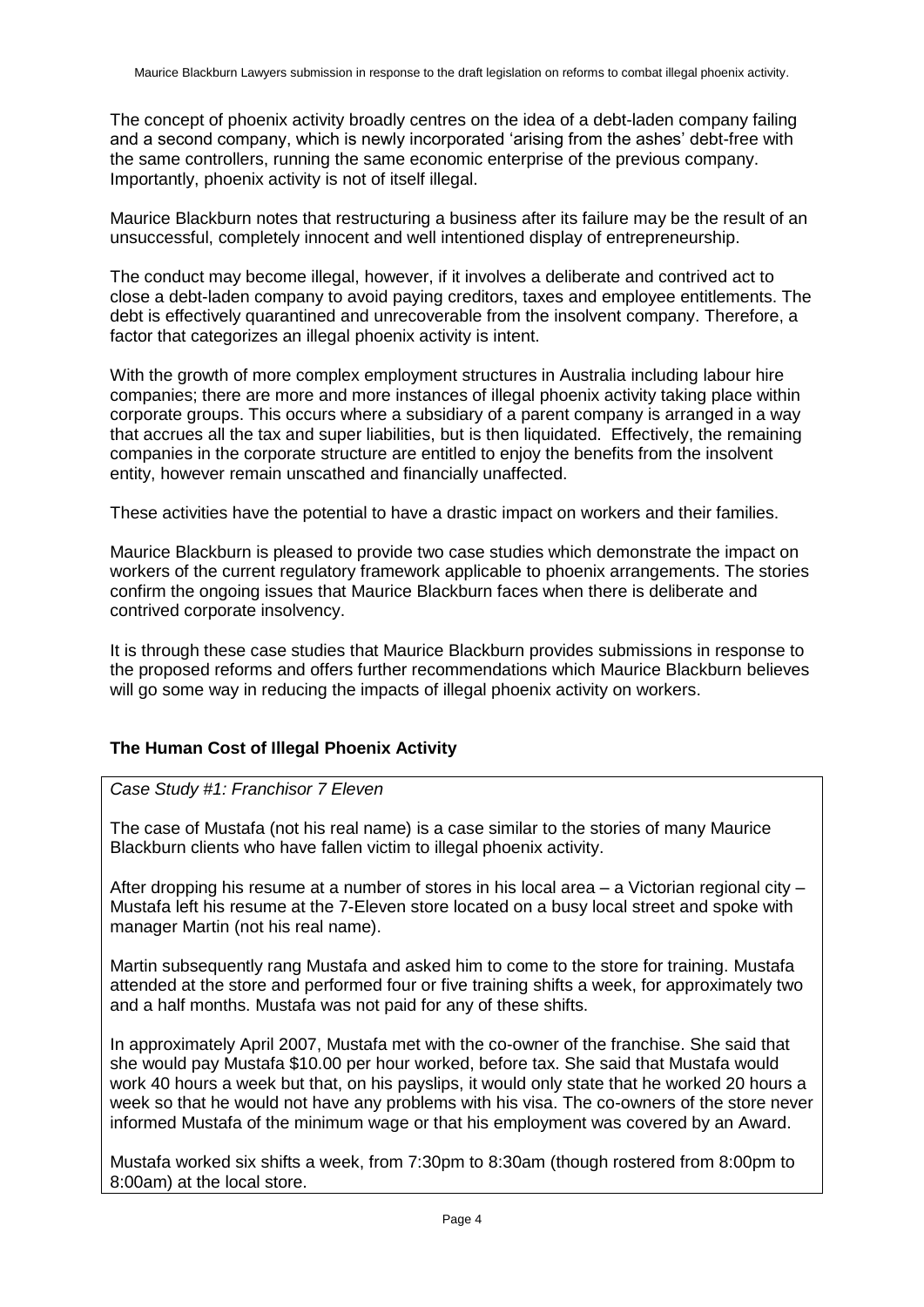The concept of phoenix activity broadly centres on the idea of a debt-laden company failing and a second company, which is newly incorporated 'arising from the ashes' debt-free with the same controllers, running the same economic enterprise of the previous company. Importantly, phoenix activity is not of itself illegal.

Maurice Blackburn notes that restructuring a business after its failure may be the result of an unsuccessful, completely innocent and well intentioned display of entrepreneurship.

The conduct may become illegal, however, if it involves a deliberate and contrived act to close a debt-laden company to avoid paying creditors, taxes and employee entitlements. The debt is effectively quarantined and unrecoverable from the insolvent company. Therefore, a factor that categorizes an illegal phoenix activity is intent.

With the growth of more complex employment structures in Australia including labour hire companies; there are more and more instances of illegal phoenix activity taking place within corporate groups. This occurs where a subsidiary of a parent company is arranged in a way that accrues all the tax and super liabilities, but is then liquidated. Effectively, the remaining companies in the corporate structure are entitled to enjoy the benefits from the insolvent entity, however remain unscathed and financially unaffected.

These activities have the potential to have a drastic impact on workers and their families.

Maurice Blackburn is pleased to provide two case studies which demonstrate the impact on workers of the current regulatory framework applicable to phoenix arrangements. The stories confirm the ongoing issues that Maurice Blackburn faces when there is deliberate and contrived corporate insolvency.

It is through these case studies that Maurice Blackburn provides submissions in response to the proposed reforms and offers further recommendations which Maurice Blackburn believes will go some way in reducing the impacts of illegal phoenix activity on workers.

## The Human Cost of Illegal Phoenix Activity

*Case Study #1: Franchisor 7 Eleven*

The case of Mustafa (not his real name) is a case similar to the stories of many Maurice Blackburn clients who have fallen victim to illegal phoenix activity.

After dropping his resume at a number of stores in his local area – a Victorian regional city – Mustafa left his resume at the 7-Eleven store located on a busy local street and spoke with manager Martin (not his real name).

Martin subsequently rang Mustafa and asked him to come to the store for training. Mustafa attended at the store and performed four or five training shifts a week, for approximately two and a half months. Mustafa was not paid for any of these shifts.

In approximately April 2007, Mustafa met with the co-owner of the franchise. She said that she would pay Mustafa $10.00 per hour worked, before tax. She said that Mustafa would work 40 hours a week but that, on his payslips, it would only state that he worked 20 hours a week so that he would not have any problems with his visa. The co-owners of the store never informed Mustafa of the minimum wage or that his employment was covered by an Award.

Mustafa worked six shifts a week, from 7:30pm to 8:30am (though rostered from 8:00pm to 8:00am) at the local store.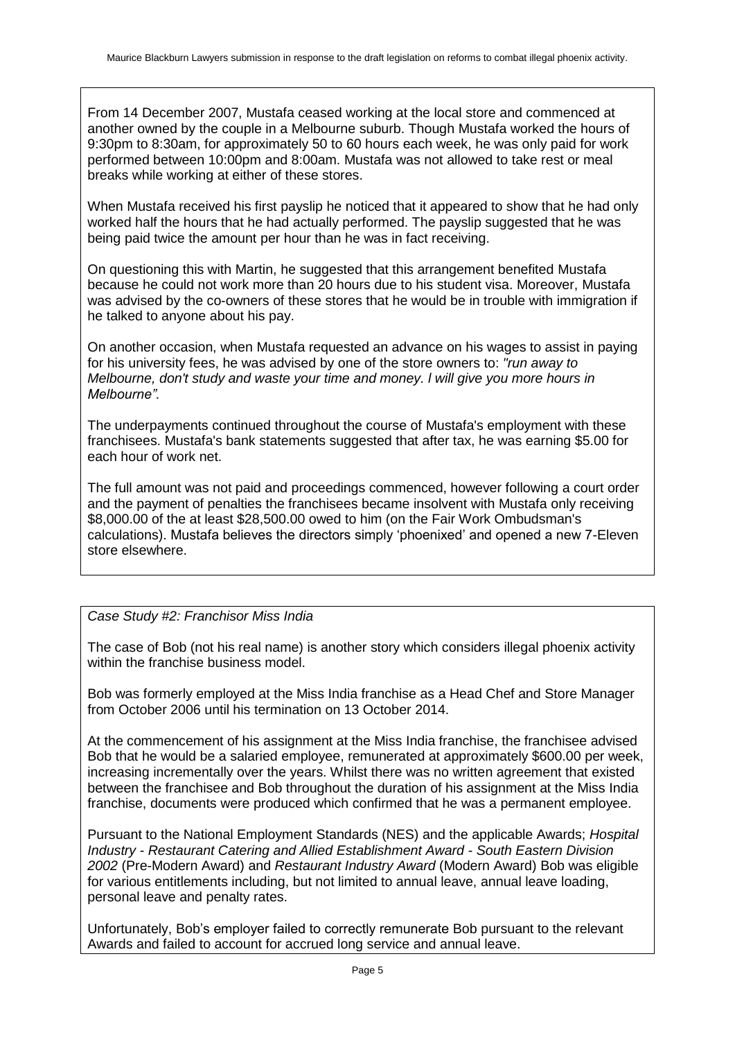From 14 December 2007, Mustafa ceased working at the local store and commenced at another owned by the couple in a Melbourne suburb. Though Mustafa worked the hours of 9:30pm to 8:30am, for approximately 50 to 60 hours each week, he was only paid for work performed between 10:00pm and 8:00am. Mustafa was not allowed to take rest or meal breaks while working at either of these stores.

When Mustafa received his first payslip he noticed that it appeared to show that he had only worked half the hours that he had actually performed. The payslip suggested that he was being paid twice the amount per hour than he was in fact receiving.

On questioning this with Martin, he suggested that this arrangement benefited Mustafa because he could not work more than 20 hours due to his student visa. Moreover, Mustafa was advised by the co-owners of these stores that he would be in trouble with immigration if he talked to anyone about his pay.

On another occasion, when Mustafa requested an advance on his wages to assist in paying for his university fees, he was advised by one of the store owners to: *"run away to Melbourne, don't study and waste your time and money. I will give you more hours in Melbourne".*

The underpayments continued throughout the course of Mustafa's employment with these franchisees. Mustafa's bank statements suggested that after tax, he was earning $5.00 for each hour of work net.

The full amount was not paid and proceedings commenced, however following a court order and the payment of penalties the franchisees became insolvent with Mustafa only receiving $8,000.00 of the at least $28,500.00 owed to him (on the Fair Work Ombudsman's calculations). Mustafa believes the directors simply 'phoenixed' and opened a new 7-Eleven store elsewhere.

*Case Study #2: Franchisor Miss India*

The case of Bob (not his real name) is another story which considers illegal phoenix activity within the franchise business model.

Bob was formerly employed at the Miss India franchise as a Head Chef and Store Manager from October 2006 until his termination on 13 October 2014.

At the commencement of his assignment at the Miss India franchise, the franchisee advised Bob that he would be a salaried employee, remunerated at approximately $600.00 per week, increasing incrementally over the years. Whilst there was no written agreement that existed between the franchisee and Bob throughout the duration of his assignment at the Miss India franchise, documents were produced which confirmed that he was a permanent employee.

Pursuant to the National Employment Standards (NES) and the applicable Awards; *Hospital Industry - Restaurant Catering and Allied Establishment Award - South Eastern Division 2002* (Pre-Modern Award) and *Restaurant Industry Award* (Modern Award) Bob was eligible for various entitlements including, but not limited to annual leave, annual leave loading, personal leave and penalty rates.

Unfortunately, Bob's employer failed to correctly remunerate Bob pursuant to the relevant Awards and failed to account for accrued long service and annual leave.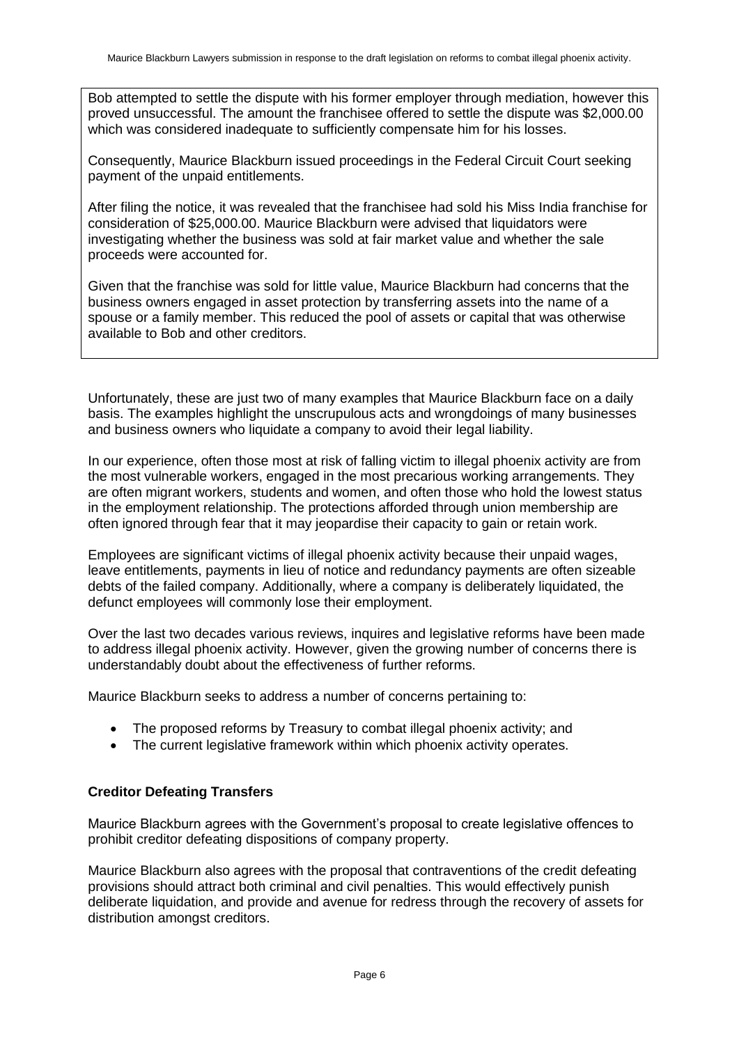Bob attempted to settle the dispute with his former employer through mediation, however this proved unsuccessful. The amount the franchisee offered to settle the dispute was $2,000.00 which was considered inadequate to sufficiently compensate him for his losses.

Consequently, Maurice Blackburn issued proceedings in the Federal Circuit Court seeking payment of the unpaid entitlements.

After filing the notice, it was revealed that the franchisee had sold his Miss India franchise for consideration of $25,000.00. Maurice Blackburn were advised that liquidators were investigating whether the business was sold at fair market value and whether the sale proceeds were accounted for.

Given that the franchise was sold for little value, Maurice Blackburn had concerns that the business owners engaged in asset protection by transferring assets into the name of a spouse or a family member. This reduced the pool of assets or capital that was otherwise available to Bob and other creditors.

Unfortunately, these are just two of many examples that Maurice Blackburn face on a daily basis. The examples highlight the unscrupulous acts and wrongdoings of many businesses and business owners who liquidate a company to avoid their legal liability.

In our experience, often those most at risk of falling victim to illegal phoenix activity are from the most vulnerable workers, engaged in the most precarious working arrangements. They are often migrant workers, students and women, and often those who hold the lowest status in the employment relationship. The protections afforded through union membership are often ignored through fear that it may jeopardise their capacity to gain or retain work.

Employees are significant victims of illegal phoenix activity because their unpaid wages, leave entitlements, payments in lieu of notice and redundancy payments are often sizeable debts of the failed company. Additionally, where a company is deliberately liquidated, the defunct employees will commonly lose their employment.

Over the last two decades various reviews, inquires and legislative reforms have been made to address illegal phoenix activity. However, given the growing number of concerns there is understandably doubt about the effectiveness of further reforms.

Maurice Blackburn seeks to address a number of concerns pertaining to:

- The proposed reforms by Treasury to combat illegal phoenix activity; and
- The current legislative framework within which phoenix activity operates.

**Creditor Defeating Transfers**

Maurice Blackburn agrees with the Government's proposal to create legislative offences to prohibit creditor defeating dispositions of company property.

Maurice Blackburn also agrees with the proposal that contraventions of the credit defeating provisions should attract both criminal and civil penalties. This would effectively punish deliberate liquidation, and provide and avenue for redress through the recovery of assets for distribution amongst creditors.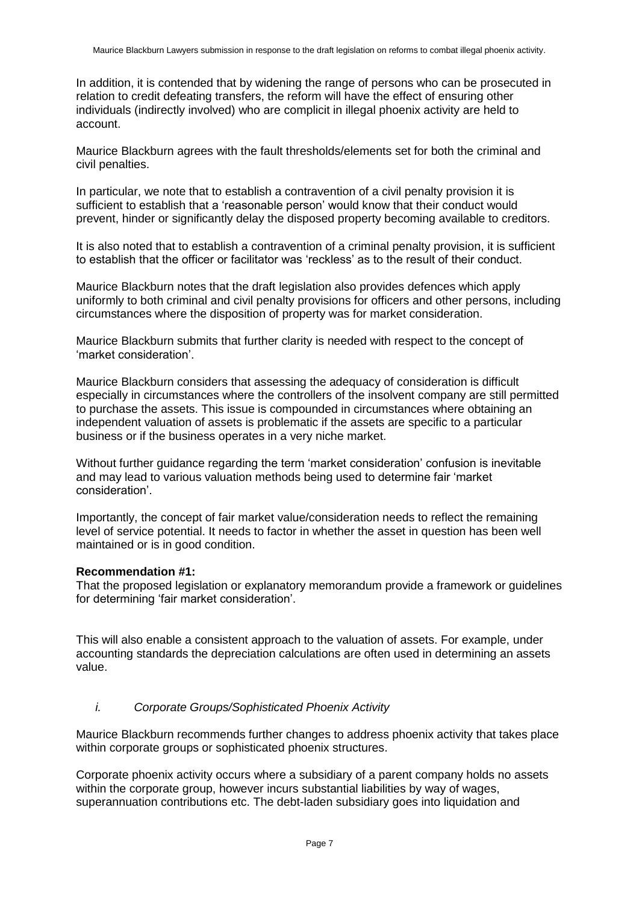In addition, it is contended that by widening the range of persons who can be prosecuted in relation to credit defeating transfers, the reform will have the effect of ensuring other individuals (indirectly involved) who are complicit in illegal phoenix activity are held to account.

Maurice Blackburn agrees with the fault thresholds/elements set for both the criminal and civil penalties.

In particular, we note that to establish a contravention of a civil penalty provision it is sufficient to establish that a 'reasonable person' would know that their conduct would prevent, hinder or significantly delay the disposed property becoming available to creditors.

It is also noted that to establish a contravention of a criminal penalty provision, it is sufficient to establish that the officer or facilitator was 'reckless' as to the result of their conduct.

Maurice Blackburn notes that the draft legislation also provides defences which apply uniformly to both criminal and civil penalty provisions for officers and other persons, including circumstances where the disposition of property was for market consideration.

Maurice Blackburn submits that further clarity is needed with respect to the concept of 'market consideration'.

Maurice Blackburn considers that assessing the adequacy of consideration is difficult especially in circumstances where the controllers of the insolvent company are still permitted to purchase the assets. This issue is compounded in circumstances where obtaining an independent valuation of assets is problematic if the assets are specific to a particular business or if the business operates in a very niche market.

Without further guidance regarding the term 'market consideration' confusion is inevitable and may lead to various valuation methods being used to determine fair 'market consideration'.

Importantly, the concept of fair market value/consideration needs to reflect the remaining level of service potential. It needs to factor in whether the asset in question has been well maintained or is in good condition.

**Recommendation #1:**
That the proposed legislation or explanatory memorandum provide a framework or guidelines for determining 'fair market consideration'.

This will also enable a consistent approach to the valuation of assets. For example, under accounting standards the depreciation calculations are often used in determining an assets value.

### *i. Corporate Groups/Sophisticated Phoenix Activity*

Maurice Blackburn recommends further changes to address phoenix activity that takes place within corporate groups or sophisticated phoenix structures.

Corporate phoenix activity occurs where a subsidiary of a parent company holds no assets within the corporate group, however incurs substantial liabilities by way of wages, superannuation contributions etc. The debt-laden subsidiary goes into liquidation and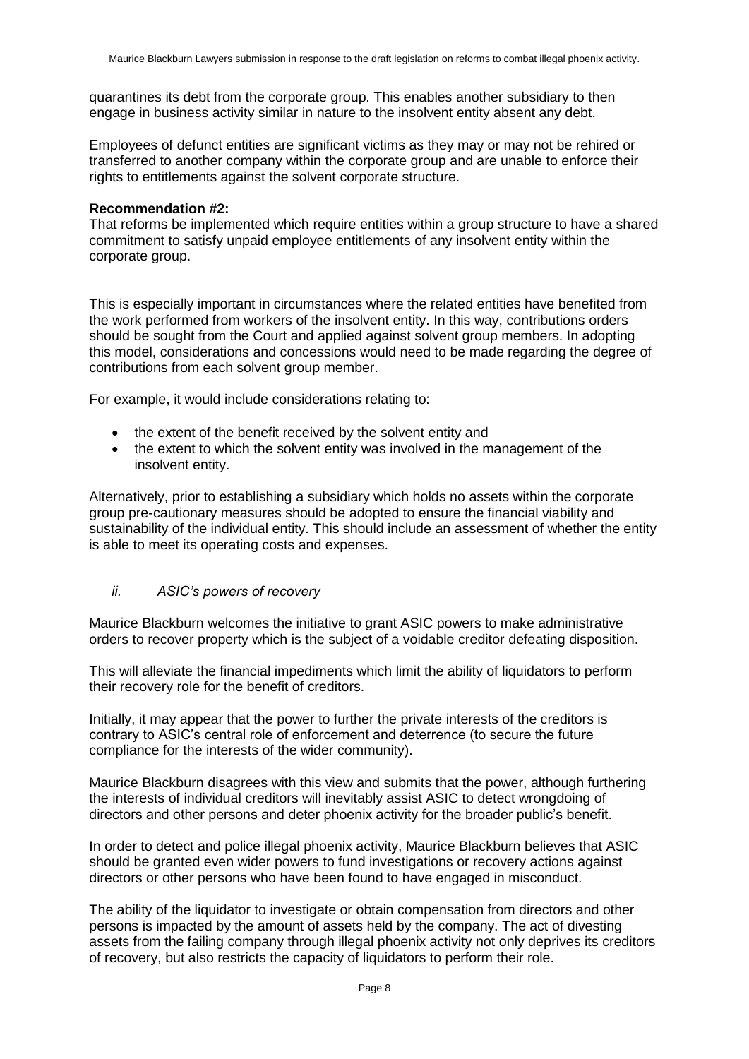quarantines its debt from the corporate group. This enables another subsidiary to then engage in business activity similar in nature to the insolvent entity absent any debt.

Employees of defunct entities are significant victims as they may or may not be rehired or transferred to another company within the corporate group and are unable to enforce their rights to entitlements against the solvent corporate structure.

**Recommendation #2:**
That reforms be implemented which require entities within a group structure to have a shared commitment to satisfy unpaid employee entitlements of any insolvent entity within the corporate group.

This is especially important in circumstances where the related entities have benefited from the work performed from workers of the insolvent entity. In this way, contributions orders should be sought from the Court and applied against solvent group members. In adopting this model, considerations and concessions would need to be made regarding the degree of contributions from each solvent group member.

For example, it would include considerations relating to:

- the extent of the benefit received by the solvent entity and
- the extent to which the solvent entity was involved in the management of the insolvent entity.

Alternatively, prior to establishing a subsidiary which holds no assets within the corporate group pre-cautionary measures should be adopted to ensure the financial viability and sustainability of the individual entity. This should include an assessment of whether the entity is able to meet its operating costs and expenses.

### *ii. ASIC's powers of recovery*

Maurice Blackburn welcomes the initiative to grant ASIC powers to make administrative orders to recover property which is the subject of a voidable creditor defeating disposition.

This will alleviate the financial impediments which limit the ability of liquidators to perform their recovery role for the benefit of creditors.

Initially, it may appear that the power to further the private interests of the creditors is contrary to ASIC's central role of enforcement and deterrence (to secure the future compliance for the interests of the wider community).

Maurice Blackburn disagrees with this view and submits that the power, although furthering the interests of individual creditors will inevitably assist ASIC to detect wrongdoing of directors and other persons and deter phoenix activity for the broader public's benefit.

In order to detect and police illegal phoenix activity, Maurice Blackburn believes that ASIC should be granted even wider powers to fund investigations or recovery actions against directors or other persons who have been found to have engaged in misconduct.

The ability of the liquidator to investigate or obtain compensation from directors and other persons is impacted by the amount of assets held by the company. The act of divesting assets from the failing company through illegal phoenix activity not only deprives its creditors of recovery, but also restricts the capacity of liquidators to perform their role.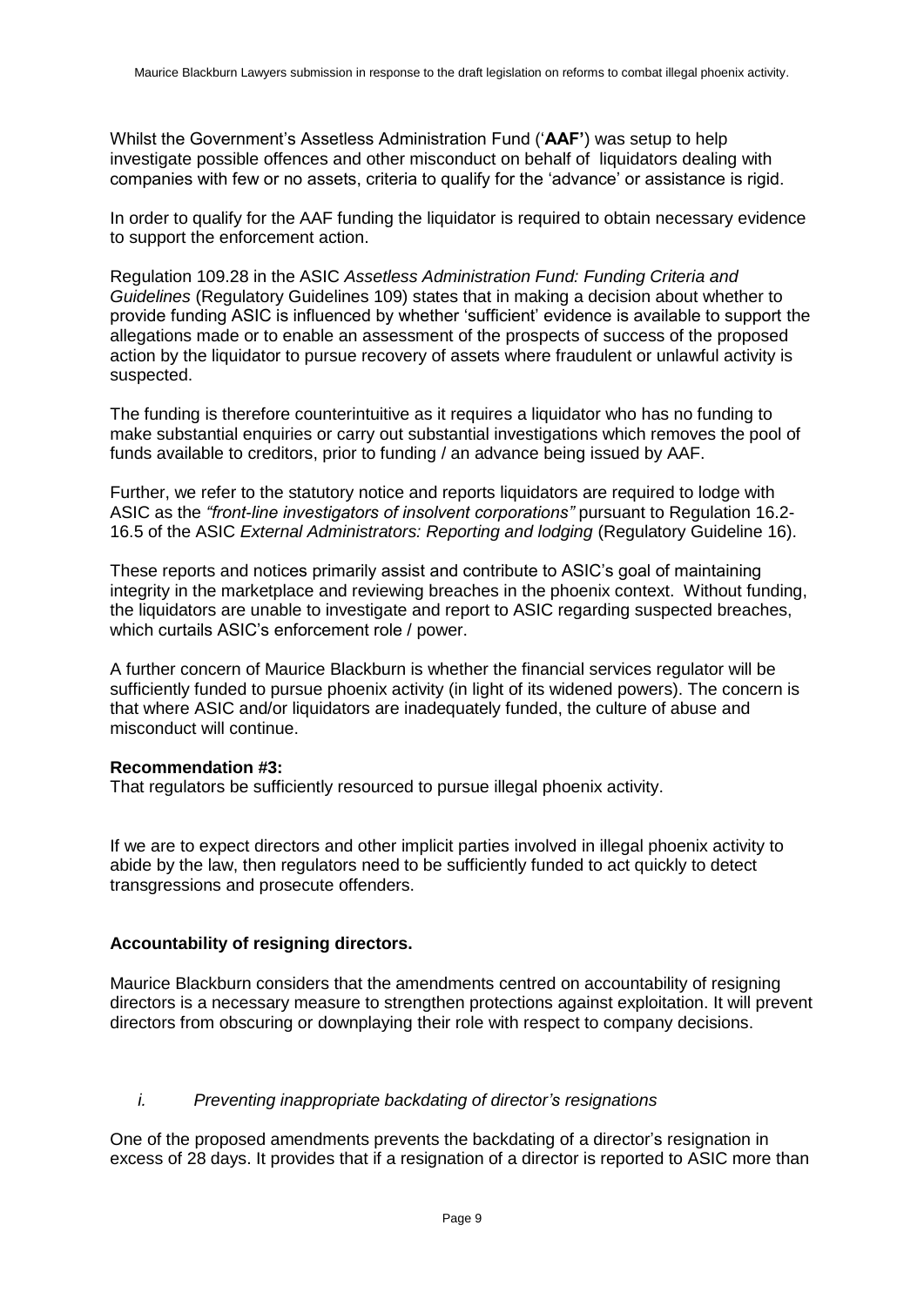Whilst the Government's Assetless Administration Fund ('**AAF'**) was setup to help investigate possible offences and other misconduct on behalf of liquidators dealing with companies with few or no assets, criteria to qualify for the 'advance' or assistance is rigid.

In order to qualify for the AAF funding the liquidator is required to obtain necessary evidence to support the enforcement action.

Regulation 109.28 in the ASIC *Assetless Administration Fund: Funding Criteria and Guidelines* (Regulatory Guidelines 109) states that in making a decision about whether to provide funding ASIC is influenced by whether 'sufficient' evidence is available to support the allegations made or to enable an assessment of the prospects of success of the proposed action by the liquidator to pursue recovery of assets where fraudulent or unlawful activity is suspected.

The funding is therefore counterintuitive as it requires a liquidator who has no funding to make substantial enquiries or carry out substantial investigations which removes the pool of funds available to creditors, prior to funding / an advance being issued by AAF.

Further, we refer to the statutory notice and reports liquidators are required to lodge with ASIC as the *"front-line investigators of insolvent corporations"* pursuant to Regulation 16.2-16.5 of the ASIC *External Administrators: Reporting and lodging* (Regulatory Guideline 16).

These reports and notices primarily assist and contribute to ASIC's goal of maintaining integrity in the marketplace and reviewing breaches in the phoenix context. Without funding, the liquidators are unable to investigate and report to ASIC regarding suspected breaches, which curtails ASIC's enforcement role / power.

A further concern of Maurice Blackburn is whether the financial services regulator will be sufficiently funded to pursue phoenix activity (in light of its widened powers). The concern is that where ASIC and/or liquidators are inadequately funded, the culture of abuse and misconduct will continue.

**Recommendation #3:**
That regulators be sufficiently resourced to pursue illegal phoenix activity.

If we are to expect directors and other implicit parties involved in illegal phoenix activity to abide by the law, then regulators need to be sufficiently funded to act quickly to detect transgressions and prosecute offenders.

**Accountability of resigning directors.**

Maurice Blackburn considers that the amendments centred on accountability of resigning directors is a necessary measure to strengthen protections against exploitation. It will prevent directors from obscuring or downplaying their role with respect to company decisions.

*i. Preventing inappropriate backdating of director's resignations*

One of the proposed amendments prevents the backdating of a director's resignation in excess of 28 days. It provides that if a resignation of a director is reported to ASIC more than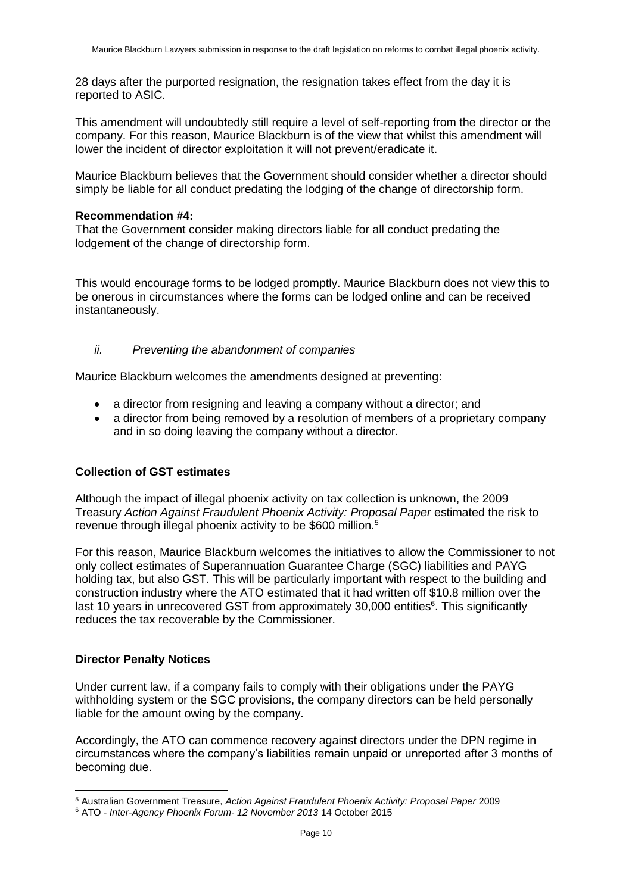28 days after the purported resignation, the resignation takes effect from the day it is reported to ASIC.

This amendment will undoubtedly still require a level of self-reporting from the director or the company. For this reason, Maurice Blackburn is of the view that whilst this amendment will lower the incident of director exploitation it will not prevent/eradicate it.

Maurice Blackburn believes that the Government should consider whether a director should simply be liable for all conduct predating the lodging of the change of directorship form.

**Recommendation #4:**
That the Government consider making directors liable for all conduct predating the lodgement of the change of directorship form.

This would encourage forms to be lodged promptly. Maurice Blackburn does not view this to be onerous in circumstances where the forms can be lodged online and can be received instantaneously.

*ii. Preventing the abandonment of companies*

Maurice Blackburn welcomes the amendments designed at preventing:

- a director from resigning and leaving a company without a director; and
- a director from being removed by a resolution of members of a proprietary company and in so doing leaving the company without a director.

**Collection of GST estimates**

Although the impact of illegal phoenix activity on tax collection is unknown, the 2009 Treasury *Action Against Fraudulent Phoenix Activity: Proposal Paper* estimated the risk to revenue through illegal phoenix activity to be $600 million.[5]

For this reason, Maurice Blackburn welcomes the initiatives to allow the Commissioner to not only collect estimates of Superannuation Guarantee Charge (SGC) liabilities and PAYG holding tax, but also GST. This will be particularly important with respect to the building and construction industry where the ATO estimated that it had written off $10.8 million over the last 10 years in unrecovered GST from approximately 30,000 entities[6]. This significantly reduces the tax recoverable by the Commissioner.

**Director Penalty Notices**

Under current law, if a company fails to comply with their obligations under the PAYG withholding system or the SGC provisions, the company directors can be held personally liable for the amount owing by the company.

Accordingly, the ATO can commence recovery against directors under the DPN regime in circumstances where the company's liabilities remain unpaid or unreported after 3 months of becoming due.

---

[5] Australian Government Treasure, *Action Against Fraudulent Phoenix Activity: Proposal Paper* 2009

[6] ATO - *Inter-Agency Phoenix Forum- 12 November 2013* 14 October 2015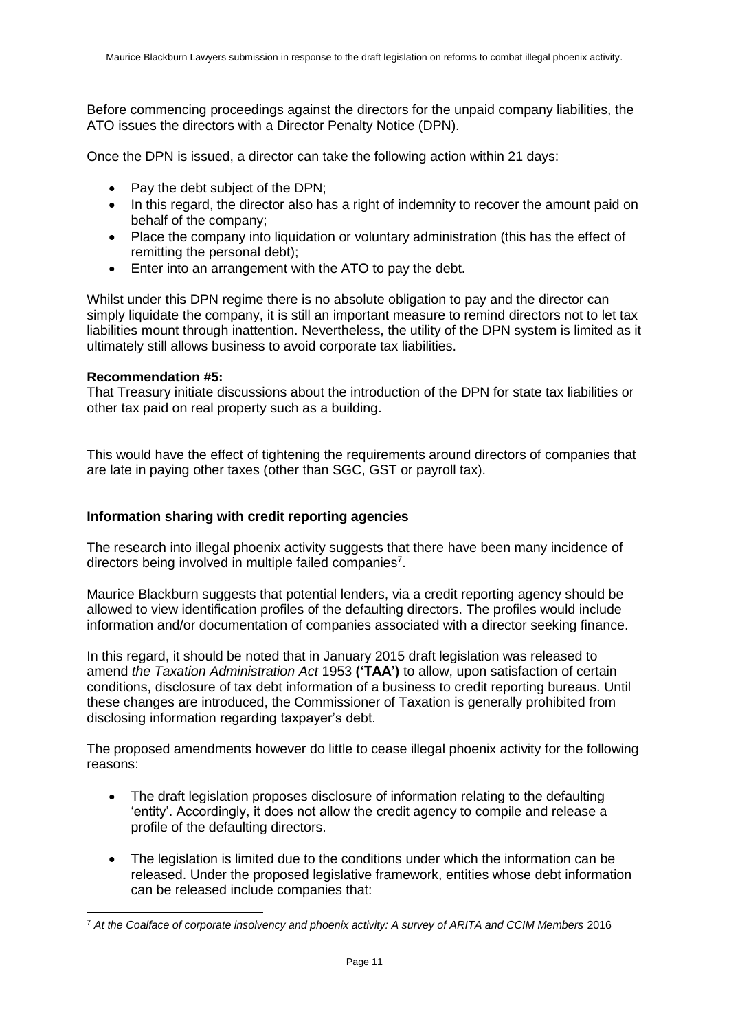Before commencing proceedings against the directors for the unpaid company liabilities, the ATO issues the directors with a Director Penalty Notice (DPN).

Once the DPN is issued, a director can take the following action within 21 days:

- Pay the debt subject of the DPN;
- In this regard, the director also has a right of indemnity to recover the amount paid on behalf of the company;
- Place the company into liquidation or voluntary administration (this has the effect of remitting the personal debt);
- Enter into an arrangement with the ATO to pay the debt.

Whilst under this DPN regime there is no absolute obligation to pay and the director can simply liquidate the company, it is still an important measure to remind directors not to let tax liabilities mount through inattention. Nevertheless, the utility of the DPN system is limited as it ultimately still allows business to avoid corporate tax liabilities.

**Recommendation #5:**
That Treasury initiate discussions about the introduction of the DPN for state tax liabilities or other tax paid on real property such as a building.

This would have the effect of tightening the requirements around directors of companies that are late in paying other taxes (other than SGC, GST or payroll tax).

**Information sharing with credit reporting agencies**

The research into illegal phoenix activity suggests that there have been many incidence of directors being involved in multiple failed companies[7].

Maurice Blackburn suggests that potential lenders, via a credit reporting agency should be allowed to view identification profiles of the defaulting directors. The profiles would include information and/or documentation of companies associated with a director seeking finance.

In this regard, it should be noted that in January 2015 draft legislation was released to amend *the Taxation Administration Act* 1953 **('TAA')** to allow, upon satisfaction of certain conditions, disclosure of tax debt information of a business to credit reporting bureaus. Until these changes are introduced, the Commissioner of Taxation is generally prohibited from disclosing information regarding taxpayer's debt.

The proposed amendments however do little to cease illegal phoenix activity for the following reasons:

- The draft legislation proposes disclosure of information relating to the defaulting 'entity'. Accordingly, it does not allow the credit agency to compile and release a profile of the defaulting directors.

- The legislation is limited due to the conditions under which the information can be released. Under the proposed legislative framework, entities whose debt information can be released include companies that:

[7] *At the Coalface of corporate insolvency and phoenix activity: A survey of ARITA and CCIM Members* 2016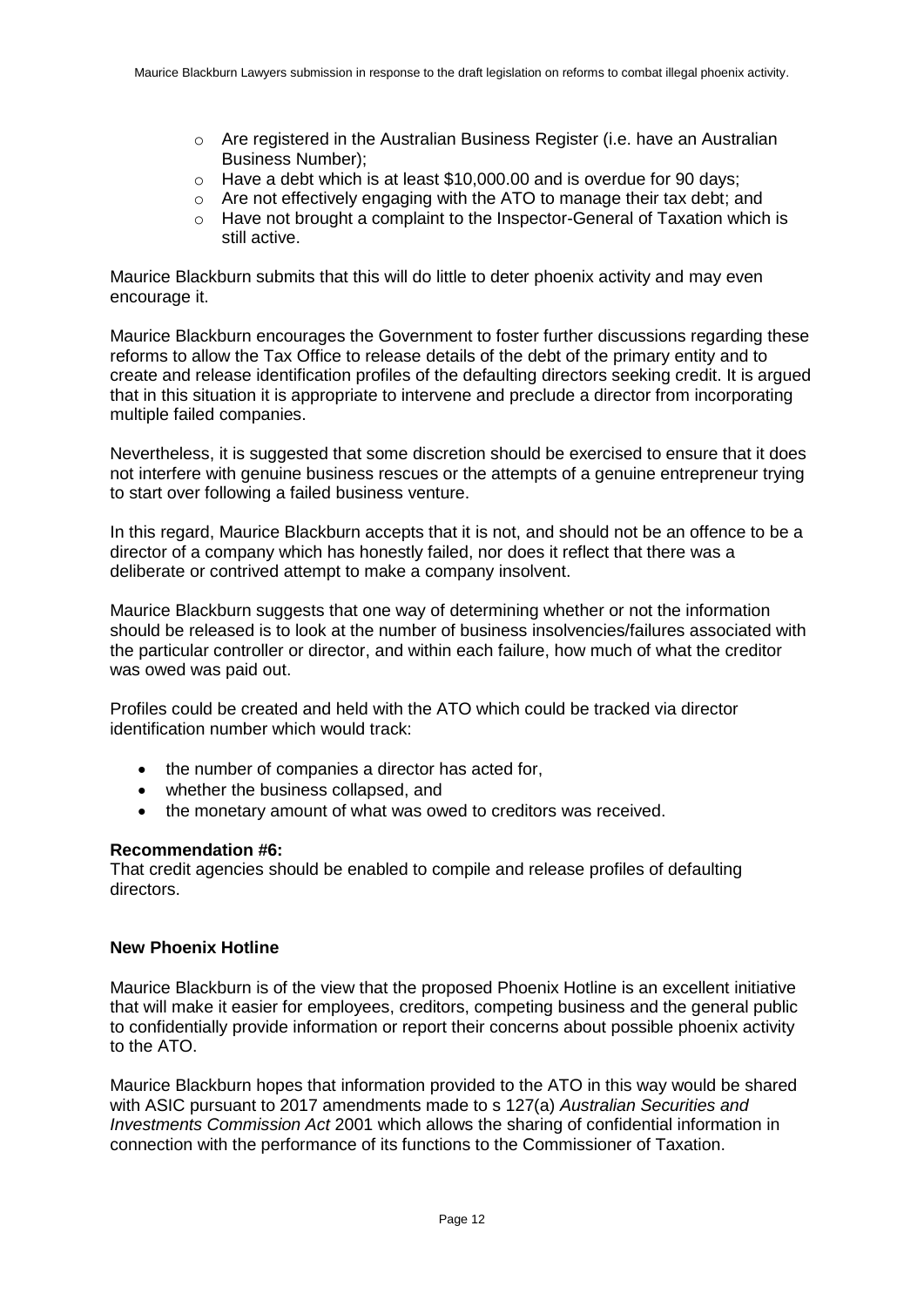- Are registered in the Australian Business Register (i.e. have an Australian Business Number);
- Have a debt which is at least $10,000.00 and is overdue for 90 days;
- Are not effectively engaging with the ATO to manage their tax debt; and
- Have not brought a complaint to the Inspector-General of Taxation which is still active.

Maurice Blackburn submits that this will do little to deter phoenix activity and may even encourage it.

Maurice Blackburn encourages the Government to foster further discussions regarding these reforms to allow the Tax Office to release details of the debt of the primary entity and to create and release identification profiles of the defaulting directors seeking credit. It is argued that in this situation it is appropriate to intervene and preclude a director from incorporating multiple failed companies.

Nevertheless, it is suggested that some discretion should be exercised to ensure that it does not interfere with genuine business rescues or the attempts of a genuine entrepreneur trying to start over following a failed business venture.

In this regard, Maurice Blackburn accepts that it is not, and should not be an offence to be a director of a company which has honestly failed, nor does it reflect that there was a deliberate or contrived attempt to make a company insolvent.

Maurice Blackburn suggests that one way of determining whether or not the information should be released is to look at the number of business insolvencies/failures associated with the particular controller or director, and within each failure, how much of what the creditor was owed was paid out.

Profiles could be created and held with the ATO which could be tracked via director identification number which would track:

- the number of companies a director has acted for,
- whether the business collapsed, and
- the monetary amount of what was owed to creditors was received.

**Recommendation #6:**
That credit agencies should be enabled to compile and release profiles of defaulting directors.

**New Phoenix Hotline**

Maurice Blackburn is of the view that the proposed Phoenix Hotline is an excellent initiative that will make it easier for employees, creditors, competing business and the general public to confidentially provide information or report their concerns about possible phoenix activity to the ATO.

Maurice Blackburn hopes that information provided to the ATO in this way would be shared with ASIC pursuant to 2017 amendments made to s 127(a) *Australian Securities and Investments Commission Act* 2001 which allows the sharing of confidential information in connection with the performance of its functions to the Commissioner of Taxation.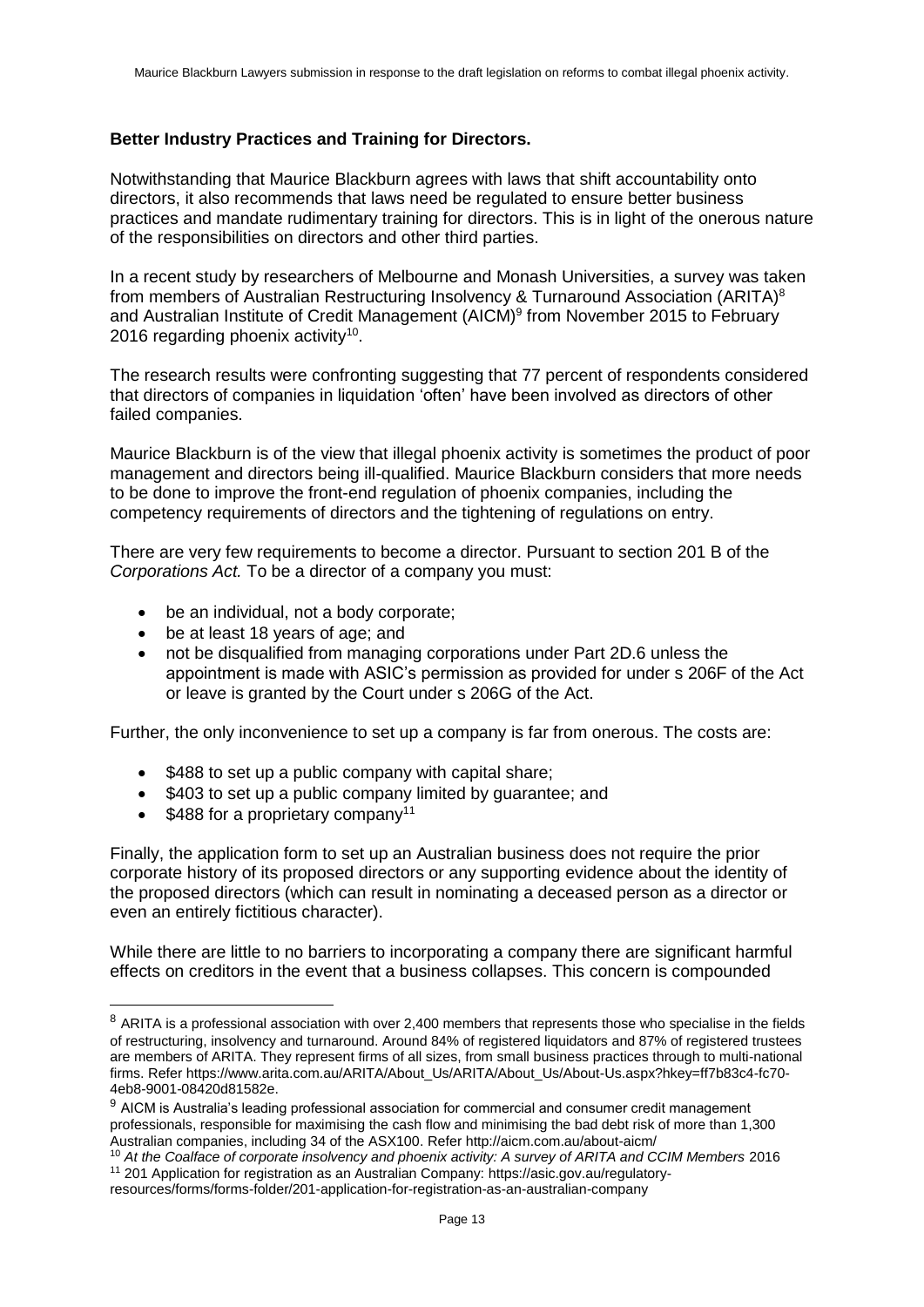**Better Industry Practices and Training for Directors.**

Notwithstanding that Maurice Blackburn agrees with laws that shift accountability onto directors, it also recommends that laws need be regulated to ensure better business practices and mandate rudimentary training for directors. This is in light of the onerous nature of the responsibilities on directors and other third parties.

In a recent study by researchers of Melbourne and Monash Universities, a survey was taken from members of Australian Restructuring Insolvency & Turnaround Association (ARITA)[8] and Australian Institute of Credit Management (AICM)[9] from November 2015 to February 2016 regarding phoenix activity[10].

The research results were confronting suggesting that 77 percent of respondents considered that directors of companies in liquidation 'often' have been involved as directors of other failed companies.

Maurice Blackburn is of the view that illegal phoenix activity is sometimes the product of poor management and directors being ill-qualified. Maurice Blackburn considers that more needs to be done to improve the front-end regulation of phoenix companies, including the competency requirements of directors and the tightening of regulations on entry.

There are very few requirements to become a director. Pursuant to section 201 B of the *Corporations Act.* To be a director of a company you must:

- be an individual, not a body corporate;
- be at least 18 years of age; and
- not be disqualified from managing corporations under Part 2D.6 unless the appointment is made with ASIC's permission as provided for under s 206F of the Act or leave is granted by the Court under s 206G of the Act.

Further, the only inconvenience to set up a company is far from onerous. The costs are:

- $488 to set up a public company with capital share;
- $403 to set up a public company limited by guarantee; and
- $488 for a proprietary company[11]

Finally, the application form to set up an Australian business does not require the prior corporate history of its proposed directors or any supporting evidence about the identity of the proposed directors (which can result in nominating a deceased person as a director or even an entirely fictitious character).

While there are little to no barriers to incorporating a company there are significant harmful effects on creditors in the event that a business collapses. This concern is compounded

---

[8] ARITA is a professional association with over 2,400 members that represents those who specialise in the fields of restructuring, insolvency and turnaround. Around 84% of registered liquidators and 87% of registered trustees are members of ARITA. They represent firms of all sizes, from small business practices through to multi-national firms. Refer https://www.arita.com.au/ARITA/About_Us/ARITA/About_Us/About-Us.aspx?hkey=ff7b83c4-fc70-4eb8-9001-08420d81582e.

[9] AICM is Australia's leading professional association for commercial and consumer credit management professionals, responsible for maximising the cash flow and minimising the bad debt risk of more than 1,300 Australian companies, including 34 of the ASX100. Refer http://aicm.com.au/about-aicm/

[10] *At the Coalface of corporate insolvency and phoenix activity: A survey of ARITA and CCIM Members* 2016

[11] 201 Application for registration as an Australian Company: https://asic.gov.au/regulatory-resources/forms/forms-folder/201-application-for-registration-as-an-australian-company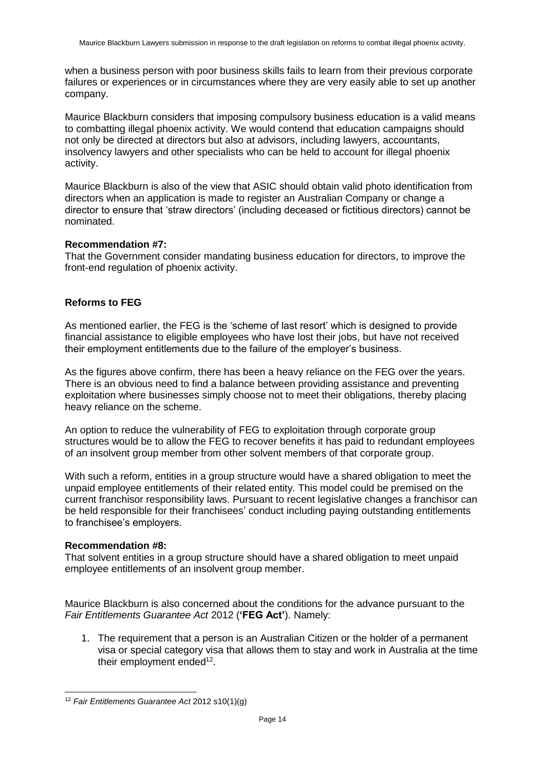when a business person with poor business skills fails to learn from their previous corporate failures or experiences or in circumstances where they are very easily able to set up another company.

Maurice Blackburn considers that imposing compulsory business education is a valid means to combatting illegal phoenix activity. We would contend that education campaigns should not only be directed at directors but also at advisors, including lawyers, accountants, insolvency lawyers and other specialists who can be held to account for illegal phoenix activity.

Maurice Blackburn is also of the view that ASIC should obtain valid photo identification from directors when an application is made to register an Australian Company or change a director to ensure that 'straw directors' (including deceased or fictitious directors) cannot be nominated.

**Recommendation #7:**
That the Government consider mandating business education for directors, to improve the front-end regulation of phoenix activity.

**Reforms to FEG**

As mentioned earlier, the FEG is the 'scheme of last resort' which is designed to provide financial assistance to eligible employees who have lost their jobs, but have not received their employment entitlements due to the failure of the employer's business.

As the figures above confirm, there has been a heavy reliance on the FEG over the years. There is an obvious need to find a balance between providing assistance and preventing exploitation where businesses simply choose not to meet their obligations, thereby placing heavy reliance on the scheme.

An option to reduce the vulnerability of FEG to exploitation through corporate group structures would be to allow the FEG to recover benefits it has paid to redundant employees of an insolvent group member from other solvent members of that corporate group.

With such a reform, entities in a group structure would have a shared obligation to meet the unpaid employee entitlements of their related entity. This model could be premised on the current franchisor responsibility laws. Pursuant to recent legislative changes a franchisor can be held responsible for their franchisees' conduct including paying outstanding entitlements to franchisee's employers.

**Recommendation #8:**
That solvent entities in a group structure should have a shared obligation to meet unpaid employee entitlements of an insolvent group member.

Maurice Blackburn is also concerned about the conditions for the advance pursuant to the *Fair Entitlements Guarantee Act* 2012 (**'FEG Act'**). Namely:

1. The requirement that a person is an Australian Citizen or the holder of a permanent visa or special category visa that allows them to stay and work in Australia at the time their employment ended[12].

[12] *Fair Entitlements Guarantee Act* 2012 s10(1)(g)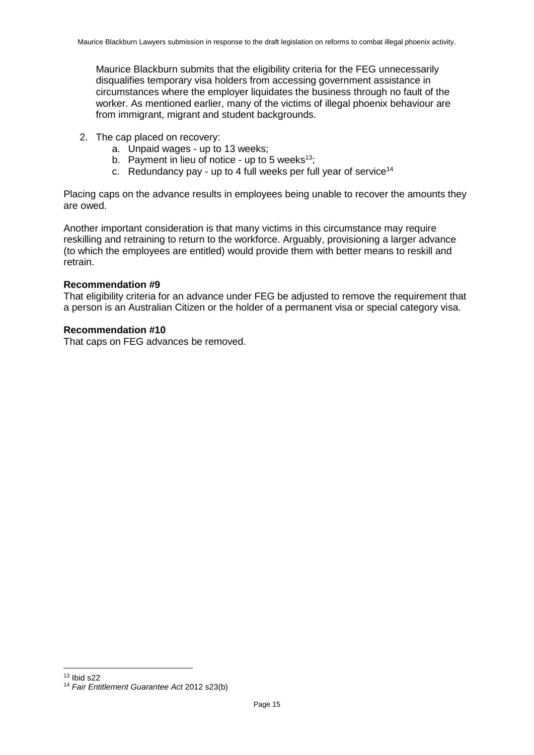Maurice Blackburn submits that the eligibility criteria for the FEG unnecessarily disqualifies temporary visa holders from accessing government assistance in circumstances where the employer liquidates the business through no fault of the worker. As mentioned earlier, many of the victims of illegal phoenix behaviour are from immigrant, migrant and student backgrounds.

2. The cap placed on recovery:
   a. Unpaid wages - up to 13 weeks;
   b. Payment in lieu of notice - up to 5 weeks[13];
   c. Redundancy pay - up to 4 full weeks per full year of service[14]

Placing caps on the advance results in employees being unable to recover the amounts they are owed.

Another important consideration is that many victims in this circumstance may require reskilling and retraining to return to the workforce. Arguably, provisioning a larger advance (to which the employees are entitled) would provide them with better means to reskill and retrain.

**Recommendation #9**
That eligibility criteria for an advance under FEG be adjusted to remove the requirement that a person is an Australian Citizen or the holder of a permanent visa or special category visa.

**Recommendation #10**
That caps on FEG advances be removed.

---

[13] Ibid s22

[14] *Fair Entitlement Guarantee Act* 2012 s23(b)